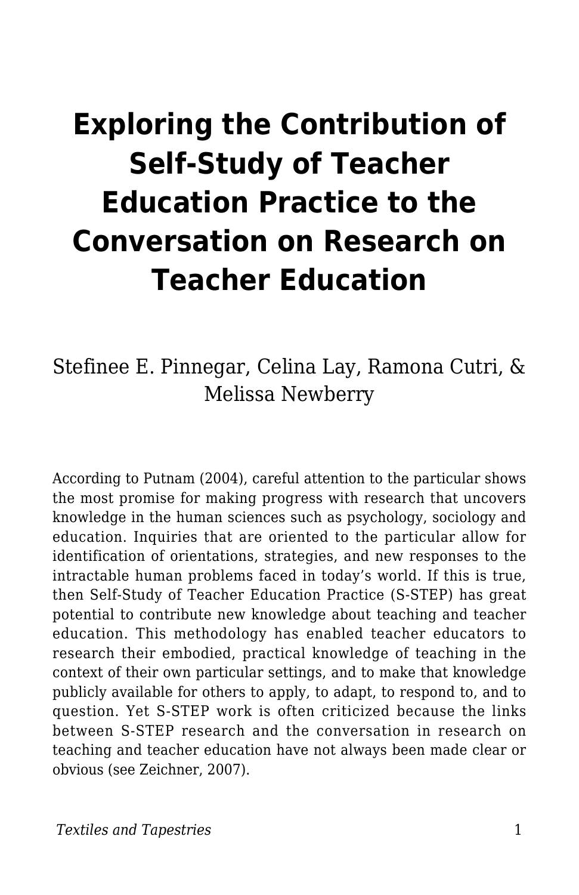# Exploring the Contribution of Self-Study of Teacher Education Practice to the Conversation on Research on Teacher Education

Stefinee E. Pinnegar, Celina Lay, Ramona Cutri, & Melissa Newberry

According to Putnam (2004), careful attention to the particular shows the most promise for making progress with research that uncovers knowledge in the human sciences such as psychology, sociology and education. Inquiries that are oriented to the particular allow for identification of orientations, strategies, and new responses to the intractable human problems faced in today's world. If this is true, then Self-Study of Teacher Education Practice (S-STEP) has great potential to contribute new knowledge about teaching and teacher education. This methodology has enabled teacher educators to research their embodied, practical knowledge of teaching in the context of their own particular settings, and to make that knowledge publicly available for others to apply, to adapt, to respond to, and to question. Yet S-STEP work is often criticized because the links between S-STEP research and the conversation in research on teaching and teacher education have not always been made clear or obvious (see Zeichner, 2007).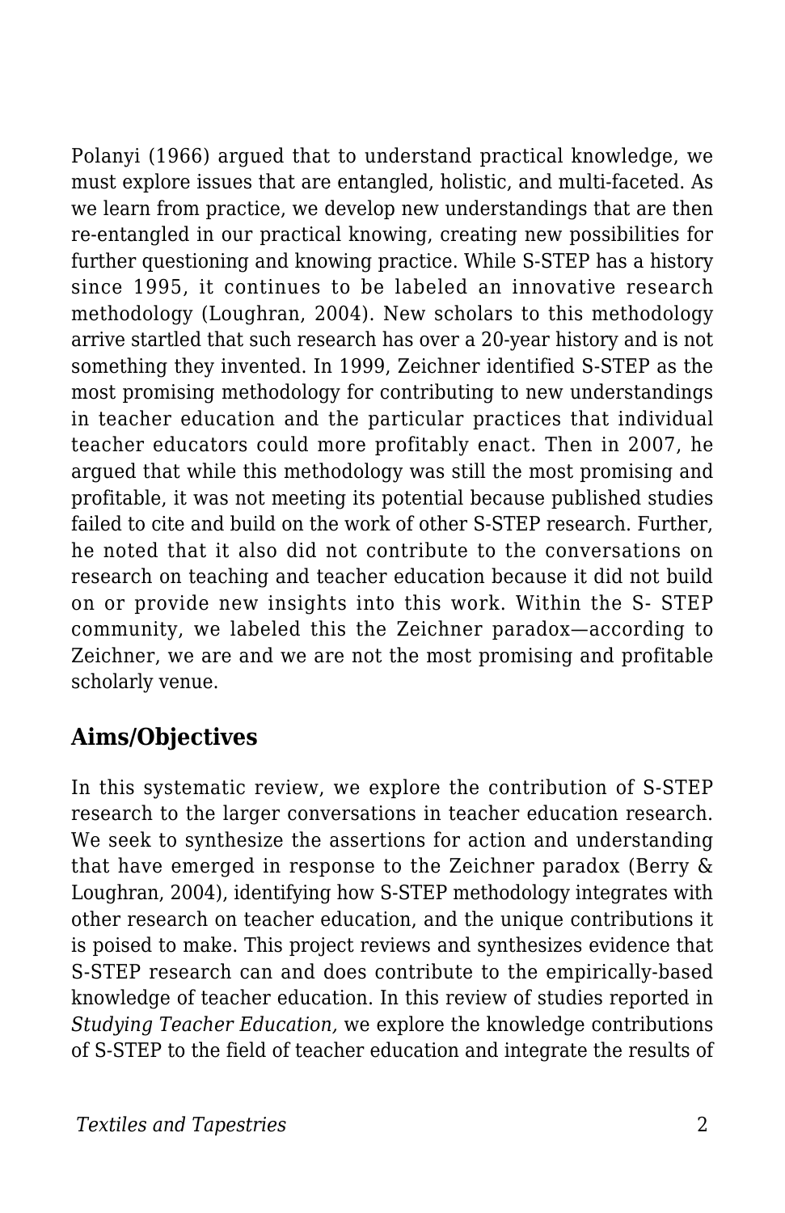Polanyi (1966) argued that to understand practical knowledge, we must explore issues that are entangled, holistic, and multi-faceted. As we learn from practice, we develop new understandings that are then re-entangled in our practical knowing, creating new possibilities for further questioning and knowing practice. While S-STEP has a history since 1995, it continues to be labeled an innovative research methodology (Loughran, 2004). New scholars to this methodology arrive startled that such research has over a 20-year history and is not something they invented. In 1999, Zeichner identified S-STEP as the most promising methodology for contributing to new understandings in teacher education and the particular practices that individual teacher educators could more profitably enact. Then in 2007, he argued that while this methodology was still the most promising and profitable, it was not meeting its potential because published studies failed to cite and build on the work of other S-STEP research. Further, he noted that it also did not contribute to the conversations on research on teaching and teacher education because it did not build on or provide new insights into this work. Within the S- STEP community, we labeled this the Zeichner paradox—according to Zeichner, we are and we are not the most promising and profitable scholarly venue.

## Aims/Objectives

In this systematic review, we explore the contribution of S-STEP research to the larger conversations in teacher education research. We seek to synthesize the assertions for action and understanding that have emerged in response to the Zeichner paradox (Berry & Loughran, 2004), identifying how S-STEP methodology integrates with other research on teacher education, and the unique contributions it is poised to make. This project reviews and synthesizes evidence that S-STEP research can and does contribute to the empirically-based knowledge of teacher education. In this review of studies reported in *Studying Teacher Education,* we explore the knowledge contributions of S-STEP to the field of teacher education and integrate the results of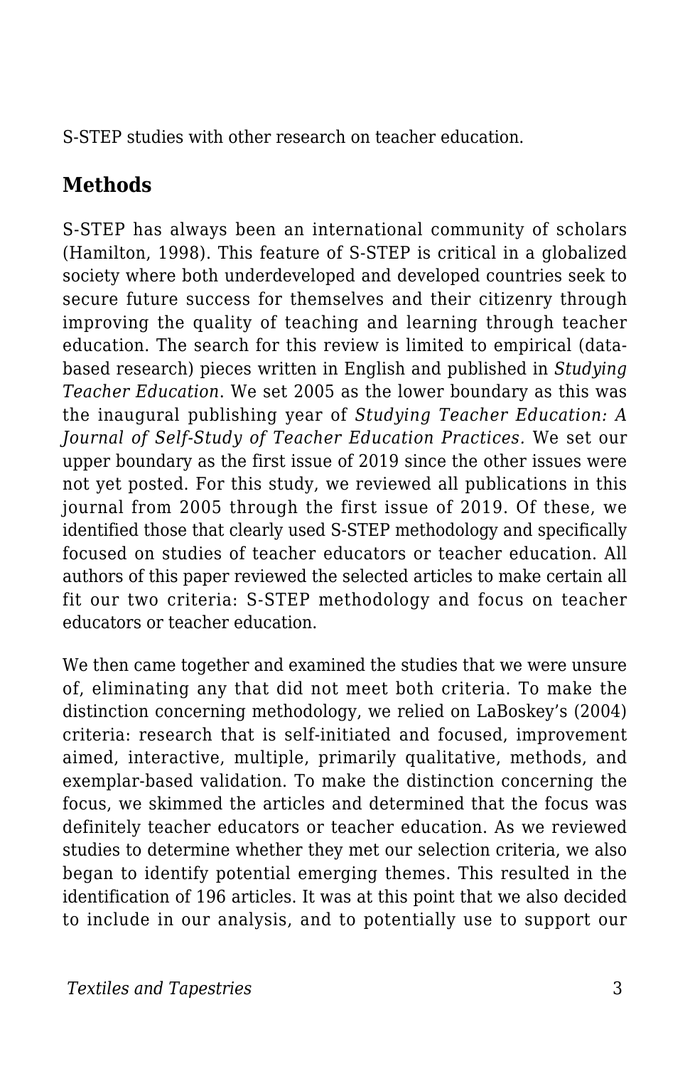S-STEP studies with other research on teacher education.

## Methods

S-STEP has always been an international community of scholars (Hamilton, 1998). This feature of S-STEP is critical in a globalized society where both underdeveloped and developed countries seek to secure future success for themselves and their citizenry through improving the quality of teaching and learning through teacher education. The search for this review is limited to empirical (data-based research) pieces written in English and published in *Studying Teacher Education*. We set 2005 as the lower boundary as this was the inaugural publishing year of *Studying Teacher Education: A Journal of Self-Study of Teacher Education Practices.* We set our upper boundary as the first issue of 2019 since the other issues were not yet posted. For this study, we reviewed all publications in this journal from 2005 through the first issue of 2019. Of these, we identified those that clearly used S-STEP methodology and specifically focused on studies of teacher educators or teacher education. All authors of this paper reviewed the selected articles to make certain all fit our two criteria: S-STEP methodology and focus on teacher educators or teacher education.

We then came together and examined the studies that we were unsure of, eliminating any that did not meet both criteria. To make the distinction concerning methodology, we relied on LaBoskey's (2004) criteria: research that is self-initiated and focused, improvement aimed, interactive, multiple, primarily qualitative, methods, and exemplar-based validation. To make the distinction concerning the focus, we skimmed the articles and determined that the focus was definitely teacher educators or teacher education. As we reviewed studies to determine whether they met our selection criteria, we also began to identify potential emerging themes. This resulted in the identification of 196 articles. It was at this point that we also decided to include in our analysis, and to potentially use to support our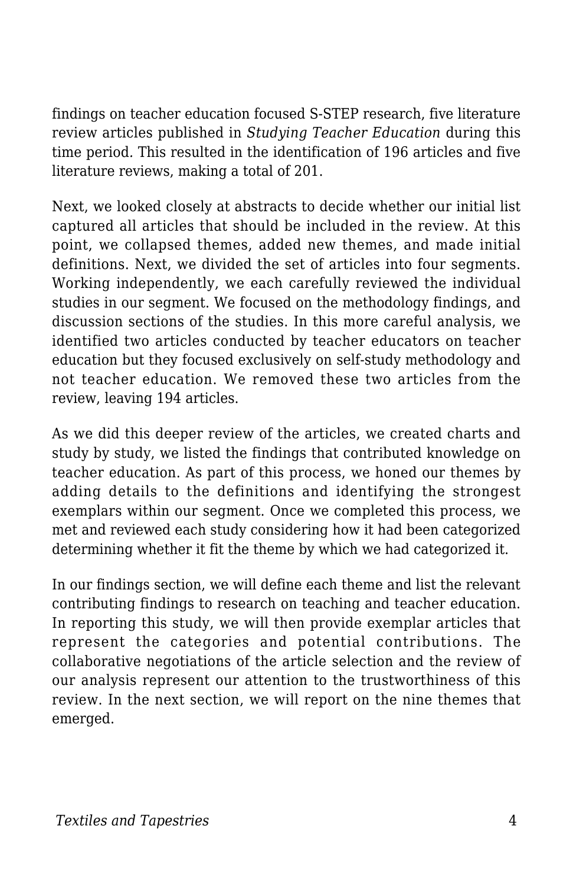findings on teacher education focused S-STEP research, five literature review articles published in *Studying Teacher Education* during this time period. This resulted in the identification of 196 articles and five literature reviews, making a total of 201.

Next, we looked closely at abstracts to decide whether our initial list captured all articles that should be included in the review. At this point, we collapsed themes, added new themes, and made initial definitions. Next, we divided the set of articles into four segments. Working independently, we each carefully reviewed the individual studies in our segment. We focused on the methodology findings, and discussion sections of the studies. In this more careful analysis, we identified two articles conducted by teacher educators on teacher education but they focused exclusively on self-study methodology and not teacher education. We removed these two articles from the review, leaving 194 articles.

As we did this deeper review of the articles, we created charts and study by study, we listed the findings that contributed knowledge on teacher education. As part of this process, we honed our themes by adding details to the definitions and identifying the strongest exemplars within our segment. Once we completed this process, we met and reviewed each study considering how it had been categorized determining whether it fit the theme by which we had categorized it.

In our findings section, we will define each theme and list the relevant contributing findings to research on teaching and teacher education. In reporting this study, we will then provide exemplar articles that represent the categories and potential contributions. The collaborative negotiations of the article selection and the review of our analysis represent our attention to the trustworthiness of this review. In the next section, we will report on the nine themes that emerged.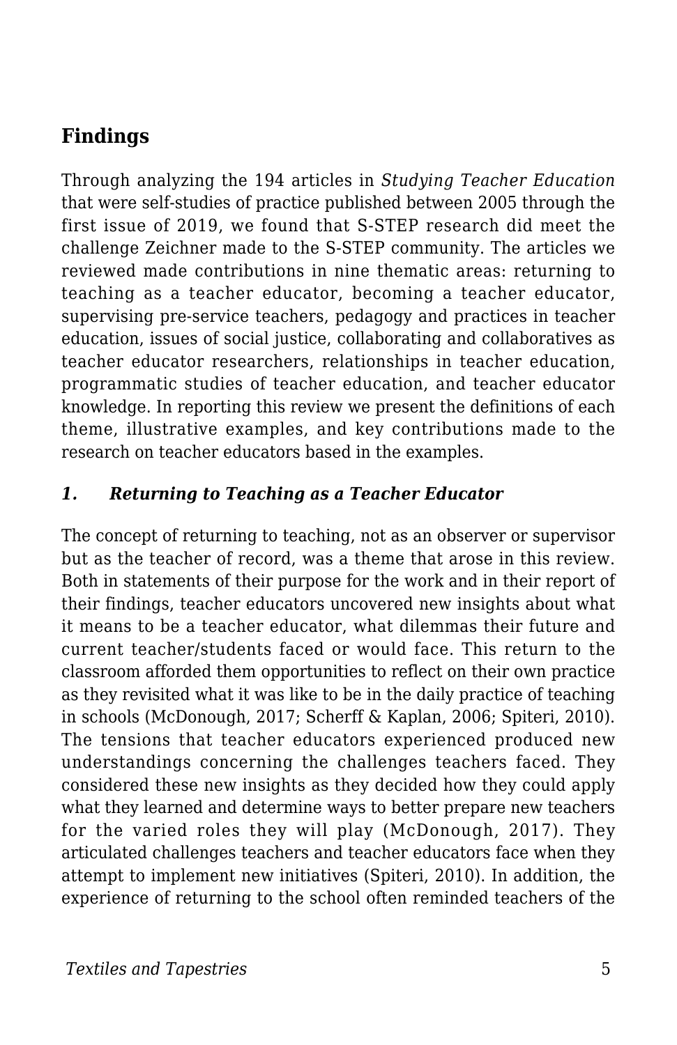## Findings

Through analyzing the 194 articles in *Studying Teacher Education* that were self-studies of practice published between 2005 through the first issue of 2019, we found that S-STEP research did meet the challenge Zeichner made to the S-STEP community. The articles we reviewed made contributions in nine thematic areas: returning to teaching as a teacher educator, becoming a teacher educator, supervising pre-service teachers, pedagogy and practices in teacher education, issues of social justice, collaborating and collaboratives as teacher educator researchers, relationships in teacher education, programmatic studies of teacher education, and teacher educator knowledge. In reporting this review we present the definitions of each theme, illustrative examples, and key contributions made to the research on teacher educators based in the examples.

### *1. Returning to Teaching as a Teacher Educator*

The concept of returning to teaching, not as an observer or supervisor but as the teacher of record, was a theme that arose in this review. Both in statements of their purpose for the work and in their report of their findings, teacher educators uncovered new insights about what it means to be a teacher educator, what dilemmas their future and current teacher/students faced or would face. This return to the classroom afforded them opportunities to reflect on their own practice as they revisited what it was like to be in the daily practice of teaching in schools (McDonough, 2017; Scherff & Kaplan, 2006; Spiteri, 2010). The tensions that teacher educators experienced produced new understandings concerning the challenges teachers faced. They considered these new insights as they decided how they could apply what they learned and determine ways to better prepare new teachers for the varied roles they will play (McDonough, 2017). They articulated challenges teachers and teacher educators face when they attempt to implement new initiatives (Spiteri, 2010). In addition, the experience of returning to the school often reminded teachers of the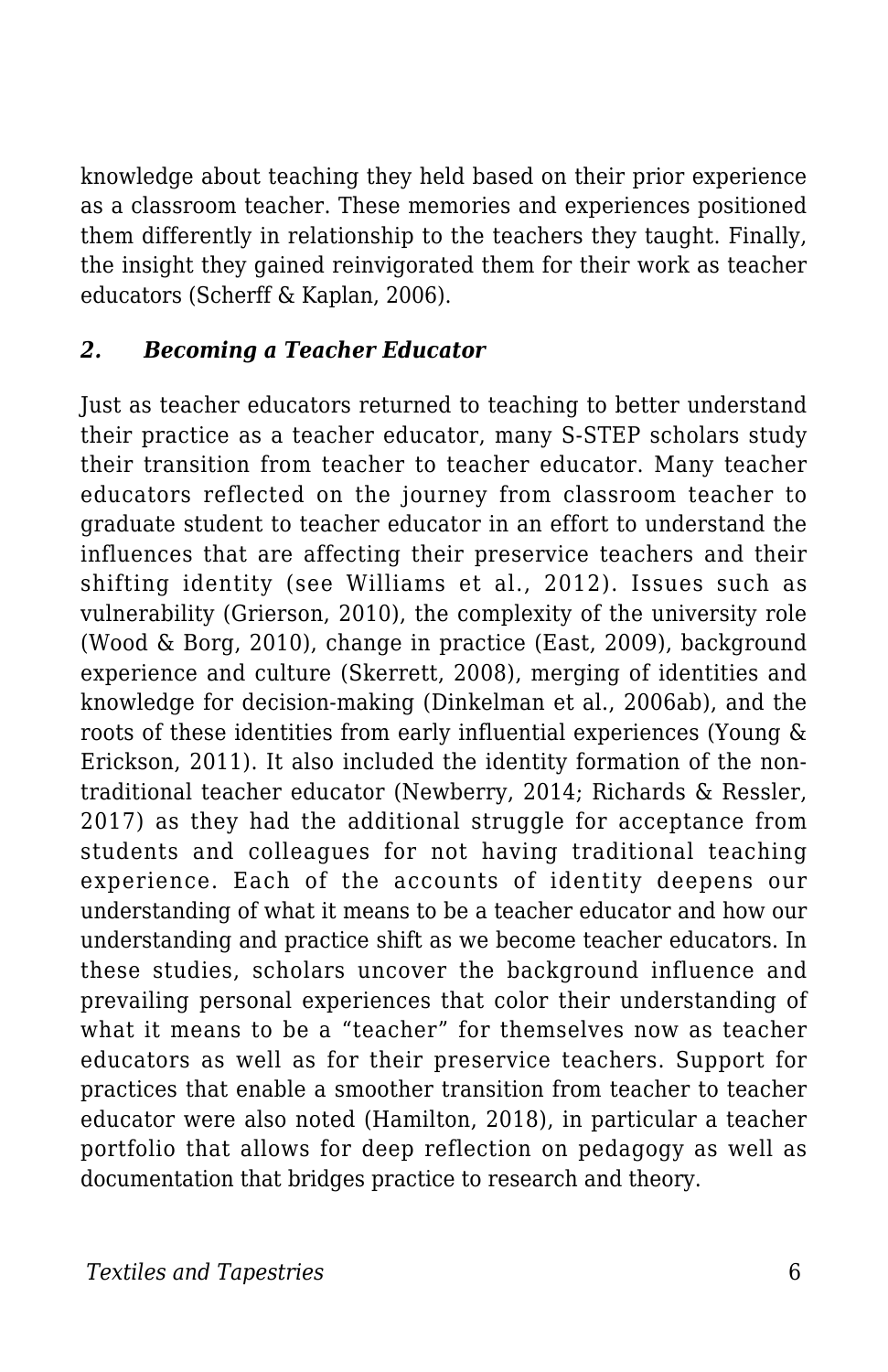knowledge about teaching they held based on their prior experience as a classroom teacher. These memories and experiences positioned them differently in relationship to the teachers they taught. Finally, the insight they gained reinvigorated them for their work as teacher educators (Scherff & Kaplan, 2006).

### *2. Becoming a Teacher Educator*

Just as teacher educators returned to teaching to better understand their practice as a teacher educator, many S-STEP scholars study their transition from teacher to teacher educator. Many teacher educators reflected on the journey from classroom teacher to graduate student to teacher educator in an effort to understand the influences that are affecting their preservice teachers and their shifting identity (see Williams et al., 2012). Issues such as vulnerability (Grierson, 2010), the complexity of the university role (Wood & Borg, 2010), change in practice (East, 2009), background experience and culture (Skerrett, 2008), merging of identities and knowledge for decision-making (Dinkelman et al., 2006ab), and the roots of these identities from early influential experiences (Young & Erickson, 2011). It also included the identity formation of the non-traditional teacher educator (Newberry, 2014; Richards & Ressler, 2017) as they had the additional struggle for acceptance from students and colleagues for not having traditional teaching experience. Each of the accounts of identity deepens our understanding of what it means to be a teacher educator and how our understanding and practice shift as we become teacher educators. In these studies, scholars uncover the background influence and prevailing personal experiences that color their understanding of what it means to be a “teacher” for themselves now as teacher educators as well as for their preservice teachers. Support for practices that enable a smoother transition from teacher to teacher educator were also noted (Hamilton, 2018), in particular a teacher portfolio that allows for deep reflection on pedagogy as well as documentation that bridges practice to research and theory.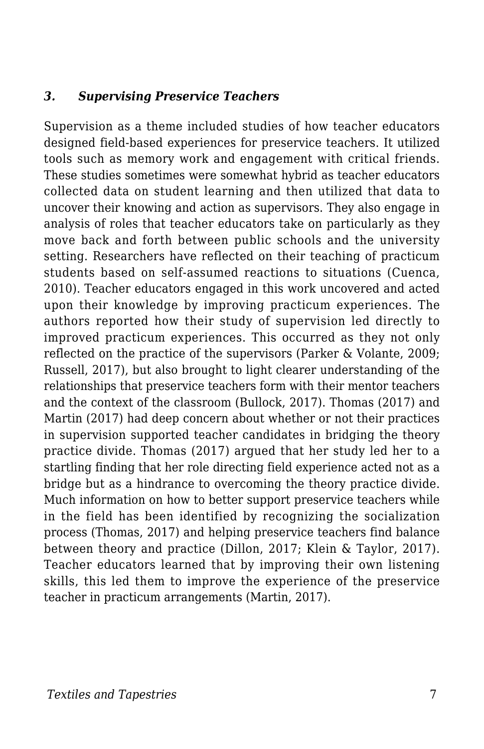### *3. Supervising Preservice Teachers*

Supervision as a theme included studies of how teacher educators designed field-based experiences for preservice teachers. It utilized tools such as memory work and engagement with critical friends. These studies sometimes were somewhat hybrid as teacher educators collected data on student learning and then utilized that data to uncover their knowing and action as supervisors. They also engage in analysis of roles that teacher educators take on particularly as they move back and forth between public schools and the university setting. Researchers have reflected on their teaching of practicum students based on self-assumed reactions to situations (Cuenca, 2010). Teacher educators engaged in this work uncovered and acted upon their knowledge by improving practicum experiences. The authors reported how their study of supervision led directly to improved practicum experiences. This occurred as they not only reflected on the practice of the supervisors (Parker & Volante, 2009; Russell, 2017), but also brought to light clearer understanding of the relationships that preservice teachers form with their mentor teachers and the context of the classroom (Bullock, 2017). Thomas (2017) and Martin (2017) had deep concern about whether or not their practices in supervision supported teacher candidates in bridging the theory practice divide. Thomas (2017) argued that her study led her to a startling finding that her role directing field experience acted not as a bridge but as a hindrance to overcoming the theory practice divide. Much information on how to better support preservice teachers while in the field has been identified by recognizing the socialization process (Thomas, 2017) and helping preservice teachers find balance between theory and practice (Dillon, 2017; Klein & Taylor, 2017). Teacher educators learned that by improving their own listening skills, this led them to improve the experience of the preservice teacher in practicum arrangements (Martin, 2017).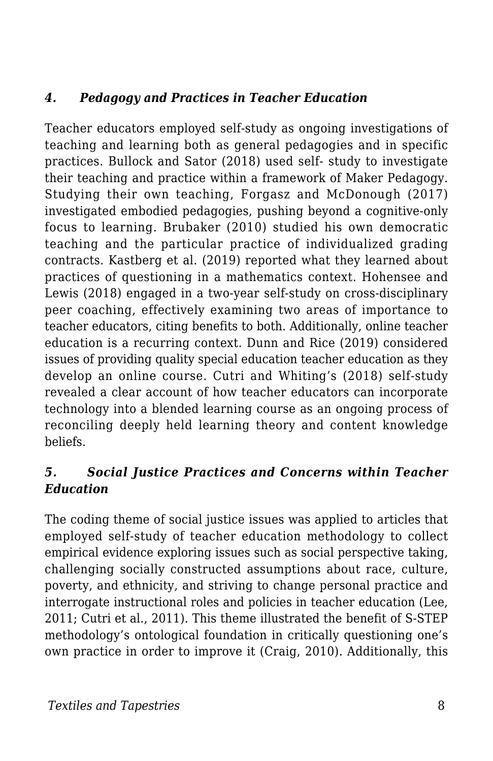### *4. Pedagogy and Practices in Teacher Education*

Teacher educators employed self-study as ongoing investigations of teaching and learning both as general pedagogies and in specific practices. Bullock and Sator (2018) used self- study to investigate their teaching and practice within a framework of Maker Pedagogy. Studying their own teaching, Forgasz and McDonough (2017) investigated embodied pedagogies, pushing beyond a cognitive-only focus to learning. Brubaker (2010) studied his own democratic teaching and the particular practice of individualized grading contracts. Kastberg et al. (2019) reported what they learned about practices of questioning in a mathematics context. Hohensee and Lewis (2018) engaged in a two-year self-study on cross-disciplinary peer coaching, effectively examining two areas of importance to teacher educators, citing benefits to both. Additionally, online teacher education is a recurring context. Dunn and Rice (2019) considered issues of providing quality special education teacher education as they develop an online course. Cutri and Whiting's (2018) self-study revealed a clear account of how teacher educators can incorporate technology into a blended learning course as an ongoing process of reconciling deeply held learning theory and content knowledge beliefs.

### *5. Social Justice Practices and Concerns within Teacher Education*

The coding theme of social justice issues was applied to articles that employed self-study of teacher education methodology to collect empirical evidence exploring issues such as social perspective taking, challenging socially constructed assumptions about race, culture, poverty, and ethnicity, and striving to change personal practice and interrogate instructional roles and policies in teacher education (Lee, 2011; Cutri et al., 2011). This theme illustrated the benefit of S-STEP methodology's ontological foundation in critically questioning one's own practice in order to improve it (Craig, 2010). Additionally, this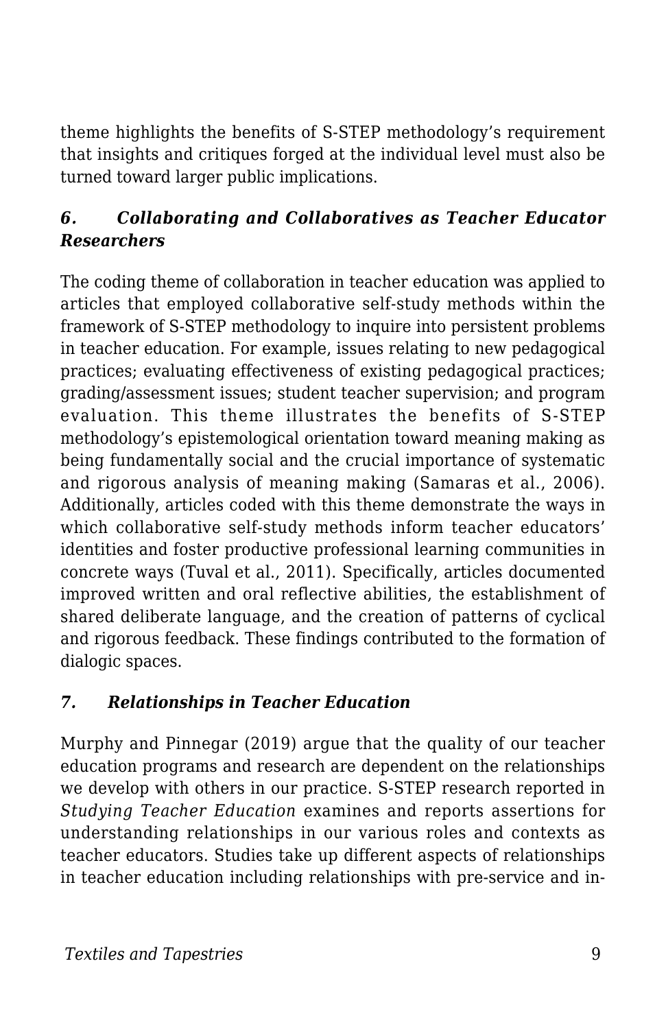theme highlights the benefits of S-STEP methodology's requirement that insights and critiques forged at the individual level must also be turned toward larger public implications.

### *6. Collaborating and Collaboratives as Teacher Educator Researchers*

The coding theme of collaboration in teacher education was applied to articles that employed collaborative self-study methods within the framework of S-STEP methodology to inquire into persistent problems in teacher education. For example, issues relating to new pedagogical practices; evaluating effectiveness of existing pedagogical practices; grading/assessment issues; student teacher supervision; and program evaluation. This theme illustrates the benefits of S-STEP methodology's epistemological orientation toward meaning making as being fundamentally social and the crucial importance of systematic and rigorous analysis of meaning making (Samaras et al., 2006). Additionally, articles coded with this theme demonstrate the ways in which collaborative self-study methods inform teacher educators' identities and foster productive professional learning communities in concrete ways (Tuval et al., 2011). Specifically, articles documented improved written and oral reflective abilities, the establishment of shared deliberate language, and the creation of patterns of cyclical and rigorous feedback. These findings contributed to the formation of dialogic spaces.

### *7. Relationships in Teacher Education*

Murphy and Pinnegar (2019) argue that the quality of our teacher education programs and research are dependent on the relationships we develop with others in our practice. S-STEP research reported in *Studying Teacher Education* examines and reports assertions for understanding relationships in our various roles and contexts as teacher educators. Studies take up different aspects of relationships in teacher education including relationships with pre-service and in-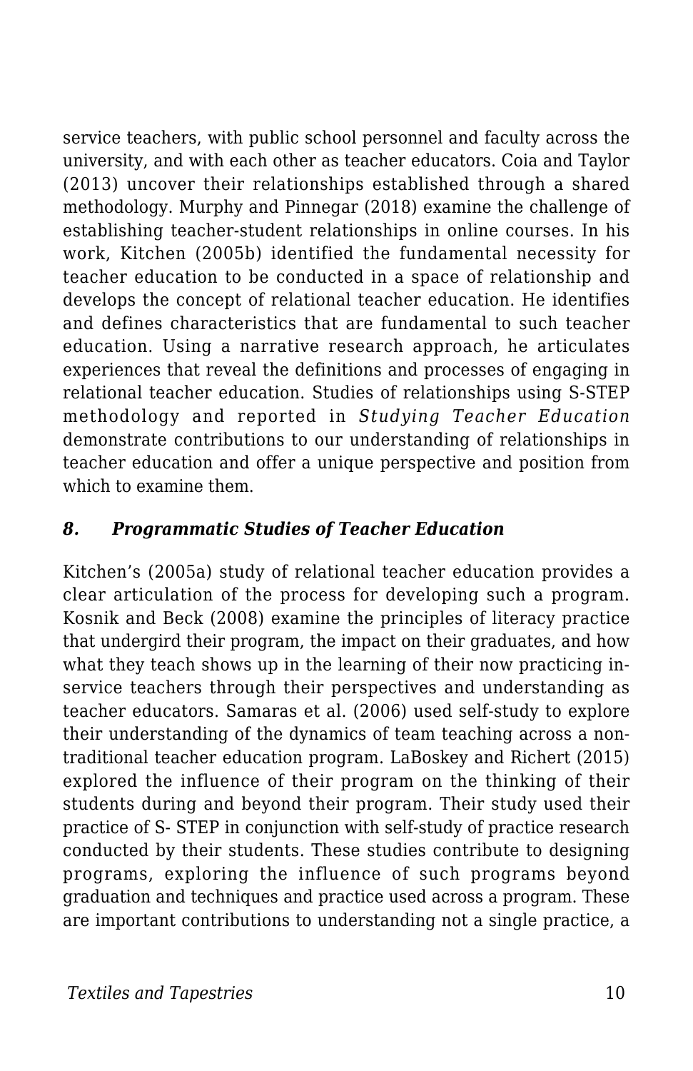service teachers, with public school personnel and faculty across the university, and with each other as teacher educators. Coia and Taylor (2013) uncover their relationships established through a shared methodology. Murphy and Pinnegar (2018) examine the challenge of establishing teacher-student relationships in online courses. In his work, Kitchen (2005b) identified the fundamental necessity for teacher education to be conducted in a space of relationship and develops the concept of relational teacher education. He identifies and defines characteristics that are fundamental to such teacher education. Using a narrative research approach, he articulates experiences that reveal the definitions and processes of engaging in relational teacher education. Studies of relationships using S-STEP methodology and reported in *Studying Teacher Education* demonstrate contributions to our understanding of relationships in teacher education and offer a unique perspective and position from which to examine them.

### *8. Programmatic Studies of Teacher Education*

Kitchen's (2005a) study of relational teacher education provides a clear articulation of the process for developing such a program. Kosnik and Beck (2008) examine the principles of literacy practice that undergird their program, the impact on their graduates, and how what they teach shows up in the learning of their now practicing in-service teachers through their perspectives and understanding as teacher educators. Samaras et al. (2006) used self-study to explore their understanding of the dynamics of team teaching across a non-traditional teacher education program. LaBoskey and Richert (2015) explored the influence of their program on the thinking of their students during and beyond their program. Their study used their practice of S- STEP in conjunction with self-study of practice research conducted by their students. These studies contribute to designing programs, exploring the influence of such programs beyond graduation and techniques and practice used across a program. These are important contributions to understanding not a single practice, a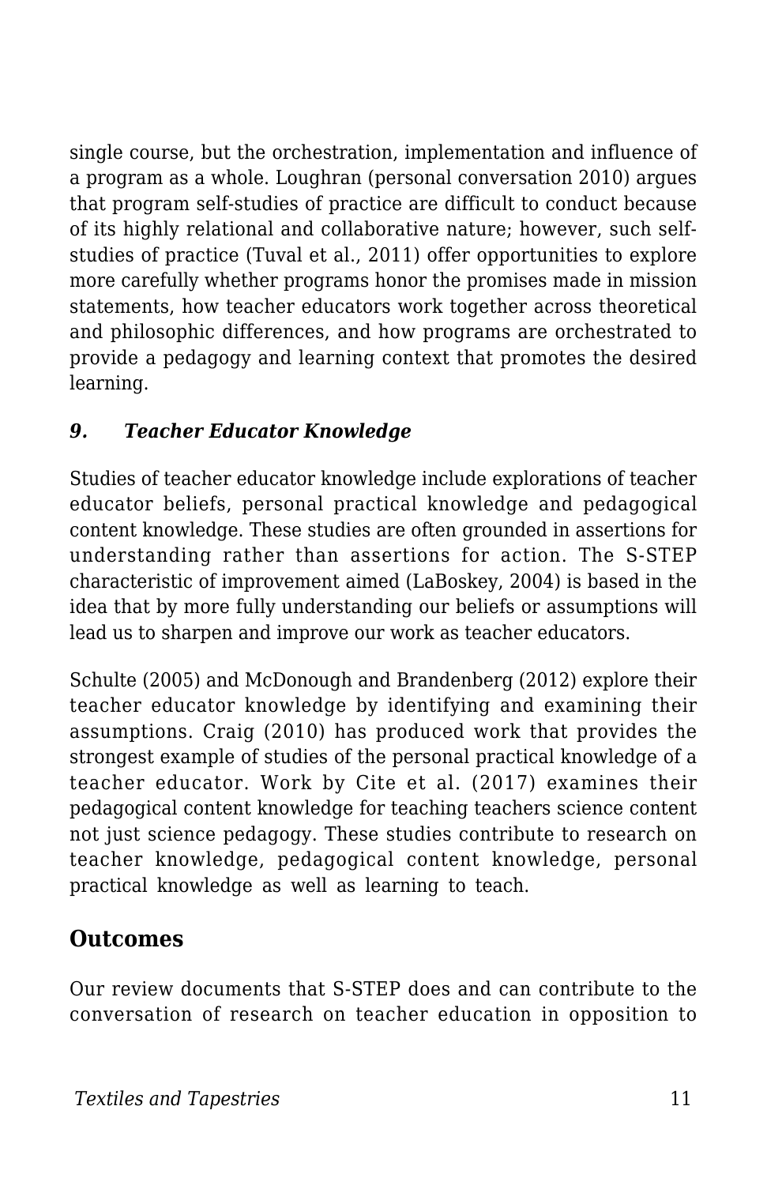single course, but the orchestration, implementation and influence of a program as a whole. Loughran (personal conversation 2010) argues that program self-studies of practice are difficult to conduct because of its highly relational and collaborative nature; however, such self-studies of practice (Tuval et al., 2011) offer opportunities to explore more carefully whether programs honor the promises made in mission statements, how teacher educators work together across theoretical and philosophic differences, and how programs are orchestrated to provide a pedagogy and learning context that promotes the desired learning.

### *9. Teacher Educator Knowledge*

Studies of teacher educator knowledge include explorations of teacher educator beliefs, personal practical knowledge and pedagogical content knowledge. These studies are often grounded in assertions for understanding rather than assertions for action. The S-STEP characteristic of improvement aimed (LaBoskey, 2004) is based in the idea that by more fully understanding our beliefs or assumptions will lead us to sharpen and improve our work as teacher educators.

Schulte (2005) and McDonough and Brandenberg (2012) explore their teacher educator knowledge by identifying and examining their assumptions. Craig (2010) has produced work that provides the strongest example of studies of the personal practical knowledge of a teacher educator. Work by Cite et al. (2017) examines their pedagogical content knowledge for teaching teachers science content not just science pedagogy. These studies contribute to research on teacher knowledge, pedagogical content knowledge, personal practical knowledge as well as learning to teach.

## Outcomes

Our review documents that S-STEP does and can contribute to the conversation of research on teacher education in opposition to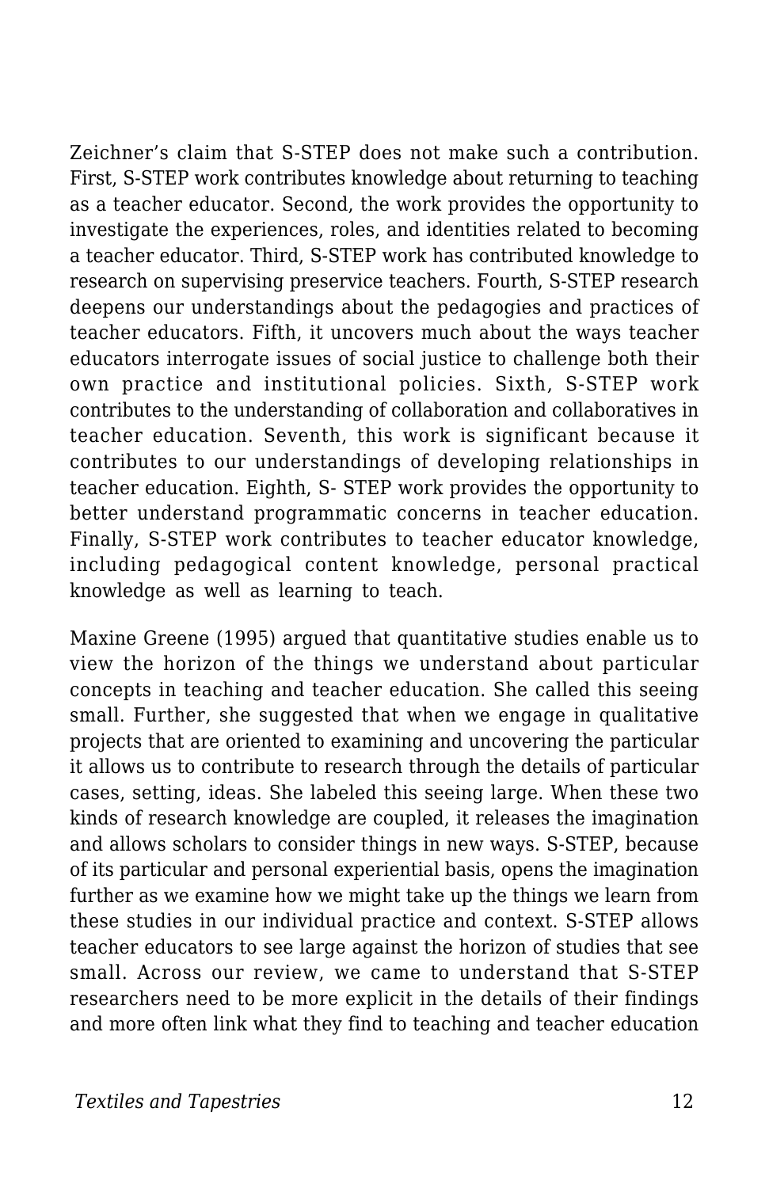Zeichner’s claim that S-STEP does not make such a contribution. First, S-STEP work contributes knowledge about returning to teaching as a teacher educator. Second, the work provides the opportunity to investigate the experiences, roles, and identities related to becoming a teacher educator. Third, S-STEP work has contributed knowledge to research on supervising preservice teachers. Fourth, S-STEP research deepens our understandings about the pedagogies and practices of teacher educators. Fifth, it uncovers much about the ways teacher educators interrogate issues of social justice to challenge both their own practice and institutional policies. Sixth, S-STEP work contributes to the understanding of collaboration and collaboratives in teacher education. Seventh, this work is significant because it contributes to our understandings of developing relationships in teacher education. Eighth, S- STEP work provides the opportunity to better understand programmatic concerns in teacher education. Finally, S-STEP work contributes to teacher educator knowledge, including pedagogical content knowledge, personal practical knowledge as well as learning to teach.

Maxine Greene (1995) argued that quantitative studies enable us to view the horizon of the things we understand about particular concepts in teaching and teacher education. She called this seeing small. Further, she suggested that when we engage in qualitative projects that are oriented to examining and uncovering the particular it allows us to contribute to research through the details of particular cases, setting, ideas. She labeled this seeing large. When these two kinds of research knowledge are coupled, it releases the imagination and allows scholars to consider things in new ways. S-STEP, because of its particular and personal experiential basis, opens the imagination further as we examine how we might take up the things we learn from these studies in our individual practice and context. S-STEP allows teacher educators to see large against the horizon of studies that see small. Across our review, we came to understand that S-STEP researchers need to be more explicit in the details of their findings and more often link what they find to teaching and teacher education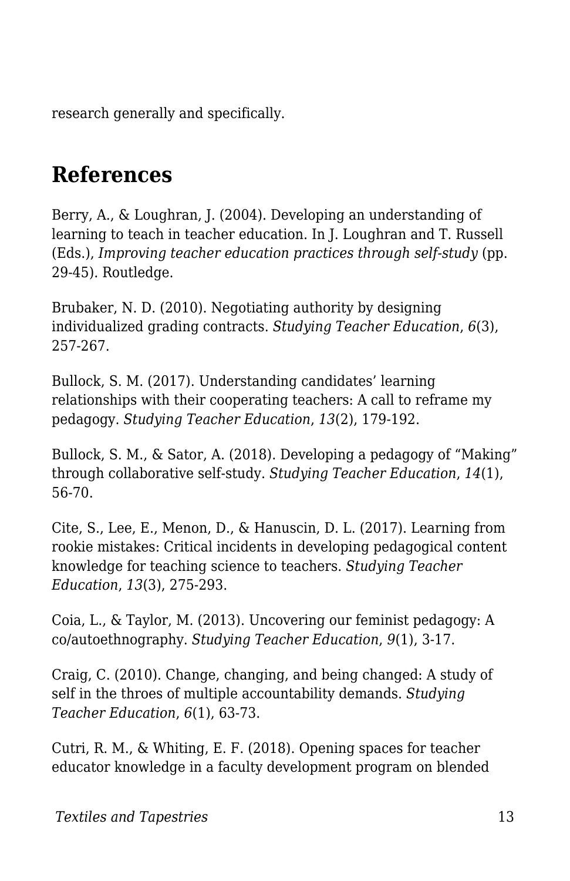research generally and specifically.

## References

Berry, A., & Loughran, J. (2004). Developing an understanding of learning to teach in teacher education. In J. Loughran and T. Russell (Eds.), *Improving teacher education practices through self-study* (pp. 29-45). Routledge.

Brubaker, N. D. (2010). Negotiating authority by designing individualized grading contracts. *Studying Teacher Education*, *6*(3), 257-267.

Bullock, S. M. (2017). Understanding candidates' learning relationships with their cooperating teachers: A call to reframe my pedagogy. *Studying Teacher Education*, *13*(2), 179-192.

Bullock, S. M., & Sator, A. (2018). Developing a pedagogy of "Making" through collaborative self-study. *Studying Teacher Education*, *14*(1), 56-70.

Cite, S., Lee, E., Menon, D., & Hanuscin, D. L. (2017). Learning from rookie mistakes: Critical incidents in developing pedagogical content knowledge for teaching science to teachers. *Studying Teacher Education*, *13*(3), 275-293.

Coia, L., & Taylor, M. (2013). Uncovering our feminist pedagogy: A co/autoethnography. *Studying Teacher Education*, *9*(1), 3-17.

Craig, C. (2010). Change, changing, and being changed: A study of self in the throes of multiple accountability demands. *Studying Teacher Education*, *6*(1), 63-73.

Cutri, R. M., & Whiting, E. F. (2018). Opening spaces for teacher educator knowledge in a faculty development program on blended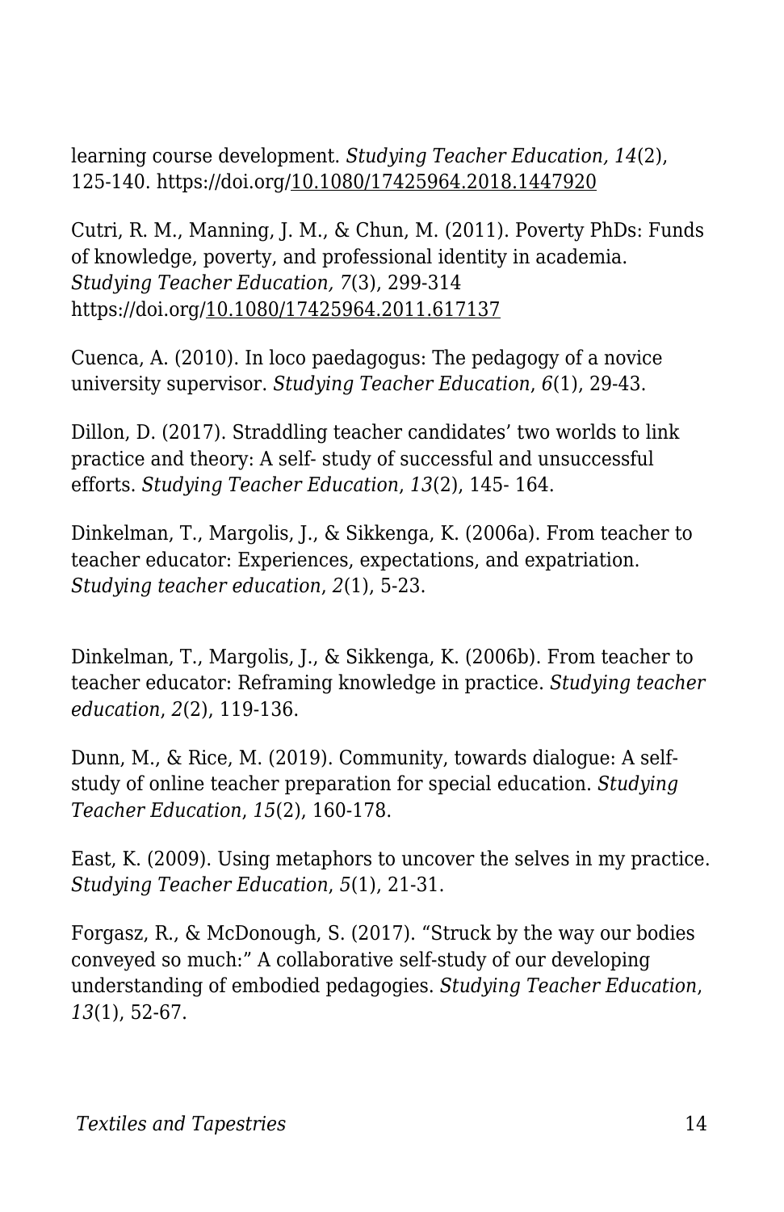learning course development. *Studying Teacher Education, 14*(2), 125-140. https://doi.org/10.1080/17425964.2018.1447920

Cutri, R. M., Manning, J. M., & Chun, M. (2011). Poverty PhDs: Funds of knowledge, poverty, and professional identity in academia. *Studying Teacher Education, 7*(3), 299-314 https://doi.org/10.1080/17425964.2011.617137

Cuenca, A. (2010). In loco paedagogus: The pedagogy of a novice university supervisor. *Studying Teacher Education*, *6*(1), 29-43.

Dillon, D. (2017). Straddling teacher candidates' two worlds to link practice and theory: A self- study of successful and unsuccessful efforts. *Studying Teacher Education*, *13*(2), 145- 164.

Dinkelman, T., Margolis, J., & Sikkenga, K. (2006a). From teacher to teacher educator: Experiences, expectations, and expatriation. *Studying teacher education*, *2*(1), 5-23.

Dinkelman, T., Margolis, J., & Sikkenga, K. (2006b). From teacher to teacher educator: Reframing knowledge in practice. *Studying teacher education*, *2*(2), 119-136.

Dunn, M., & Rice, M. (2019). Community, towards dialogue: A self-study of online teacher preparation for special education. *Studying Teacher Education*, *15*(2), 160-178.

East, K. (2009). Using metaphors to uncover the selves in my practice. *Studying Teacher Education*, *5*(1), 21-31.

Forgasz, R., & McDonough, S. (2017). "Struck by the way our bodies conveyed so much:" A collaborative self-study of our developing understanding of embodied pedagogies. *Studying Teacher Education*, *13*(1), 52-67.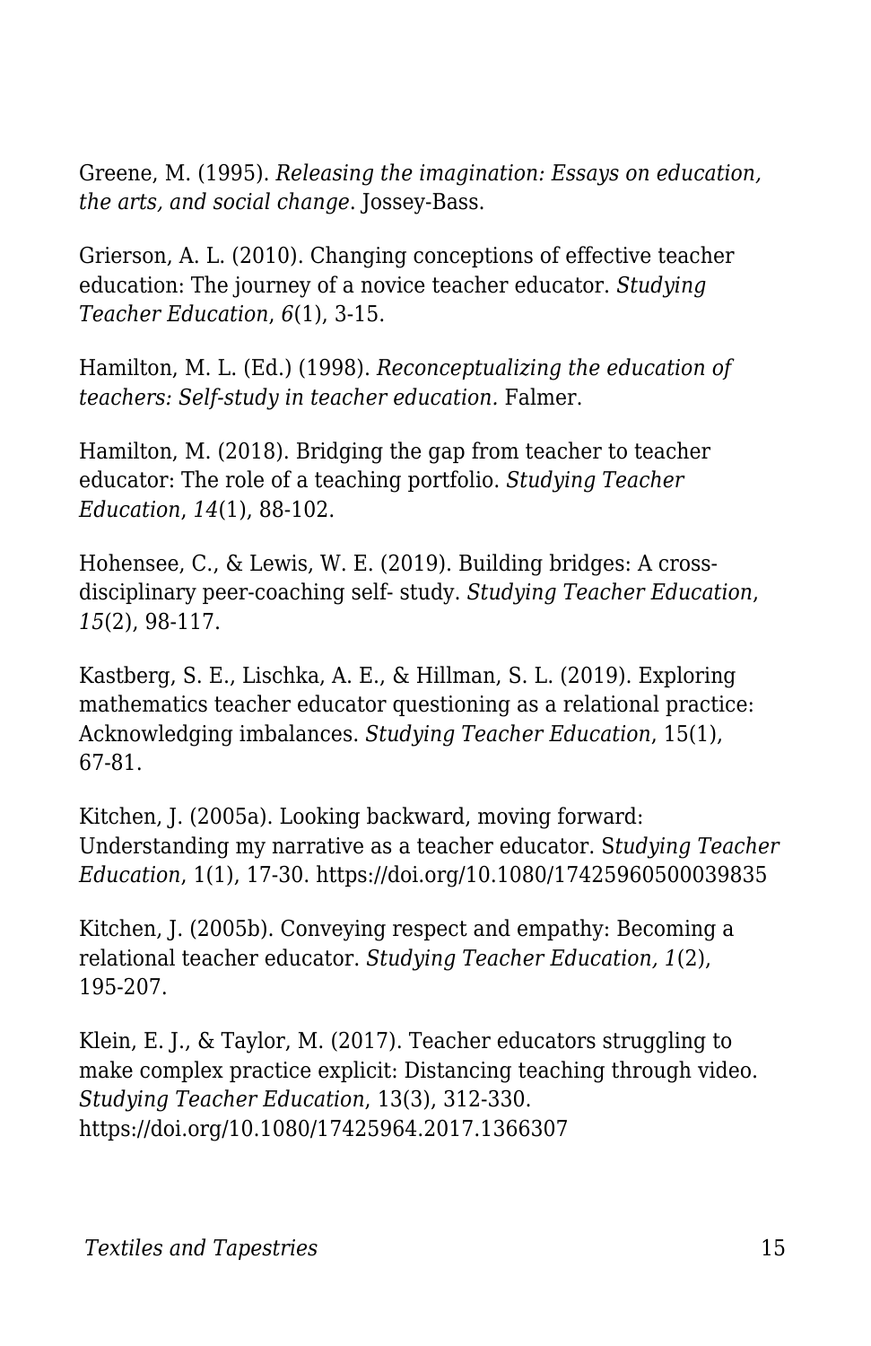Greene, M. (1995). *Releasing the imagination: Essays on education, the arts, and social change*. Jossey-Bass.

Grierson, A. L. (2010). Changing conceptions of effective teacher education: The journey of a novice teacher educator. *Studying Teacher Education*, *6*(1), 3-15.

Hamilton, M. L. (Ed.) (1998). *Reconceptualizing the education of teachers: Self-study in teacher education.* Falmer.

Hamilton, M. (2018). Bridging the gap from teacher to teacher educator: The role of a teaching portfolio. *Studying Teacher Education*, *14*(1), 88-102.

Hohensee, C., & Lewis, W. E. (2019). Building bridges: A cross-disciplinary peer-coaching self- study. *Studying Teacher Education*, *15*(2), 98-117.

Kastberg, S. E., Lischka, A. E., & Hillman, S. L. (2019). Exploring mathematics teacher educator questioning as a relational practice: Acknowledging imbalances. *Studying Teacher Education*, 15(1), 67-81.

Kitchen, J. (2005a). Looking backward, moving forward: Understanding my narrative as a teacher educator. S*tudying Teacher Education*, 1(1), 17-30. https://doi.org/10.1080/17425960500039835

Kitchen, J. (2005b). Conveying respect and empathy: Becoming a relational teacher educator. *Studying Teacher Education, 1*(2), 195-207.

Klein, E. J., & Taylor, M. (2017). Teacher educators struggling to make complex practice explicit: Distancing teaching through video. *Studying Teacher Education*, 13(3), 312-330. https://doi.org/10.1080/17425964.2017.1366307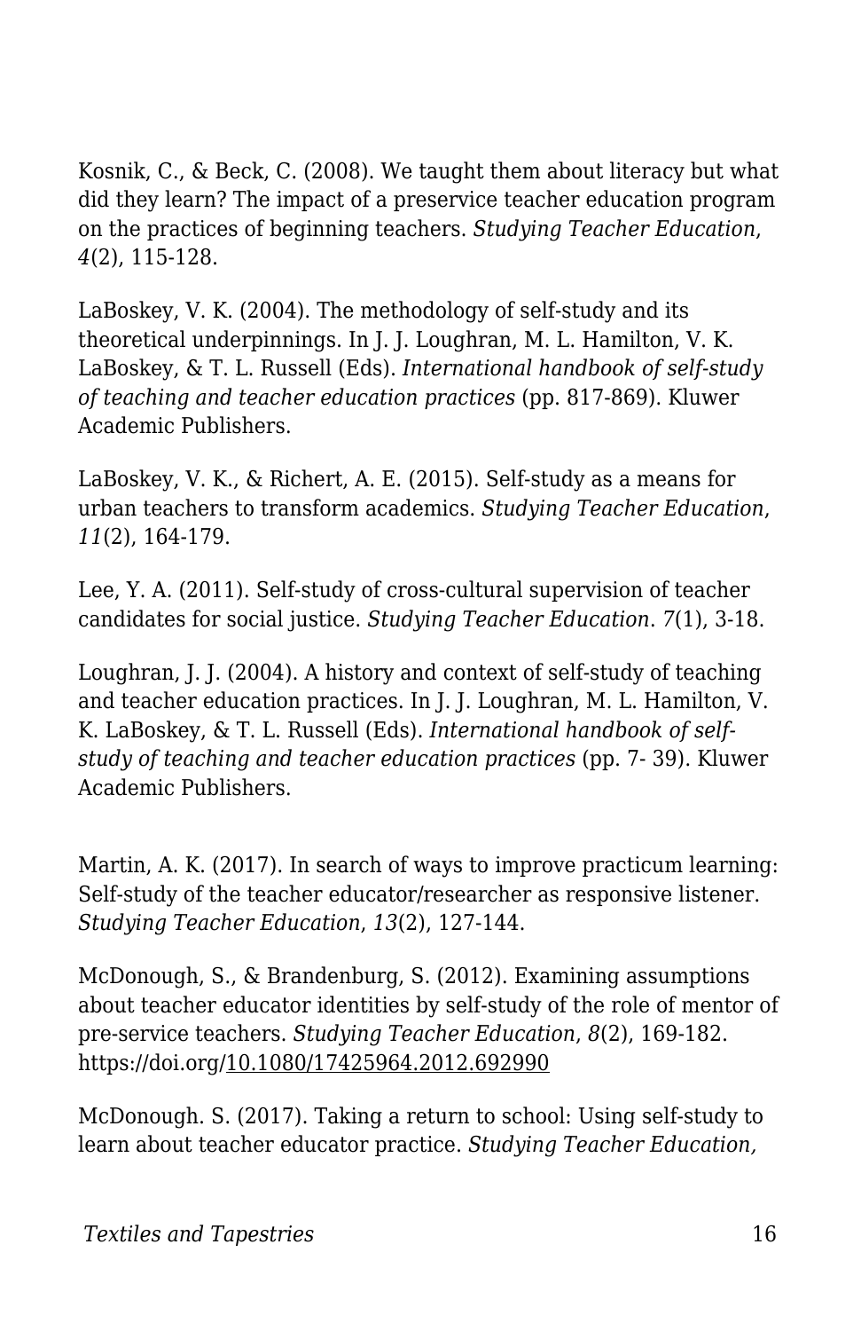Kosnik, C., & Beck, C. (2008). We taught them about literacy but what did they learn? The impact of a preservice teacher education program on the practices of beginning teachers. *Studying Teacher Education*, *4*(2), 115-128.

LaBoskey, V. K. (2004). The methodology of self-study and its theoretical underpinnings. In J. J. Loughran, M. L. Hamilton, V. K. LaBoskey, & T. L. Russell (Eds). *International handbook of self-study of teaching and teacher education practices* (pp. 817-869). Kluwer Academic Publishers.

LaBoskey, V. K., & Richert, A. E. (2015). Self-study as a means for urban teachers to transform academics. *Studying Teacher Education*, *11*(2), 164-179.

Lee, Y. A. (2011). Self-study of cross-cultural supervision of teacher candidates for social justice. *Studying Teacher Education*. *7*(1), 3-18.

Loughran, J. J. (2004). A history and context of self-study of teaching and teacher education practices. In J. J. Loughran, M. L. Hamilton, V. K. LaBoskey, & T. L. Russell (Eds). *International handbook of self-study of teaching and teacher education practices* (pp. 7- 39). Kluwer Academic Publishers.

Martin, A. K. (2017). In search of ways to improve practicum learning: Self-study of the teacher educator/researcher as responsive listener. *Studying Teacher Education*, *13*(2), 127-144.

McDonough, S., & Brandenburg, S. (2012). Examining assumptions about teacher educator identities by self-study of the role of mentor of pre-service teachers. *Studying Teacher Education*, *8*(2), 169-182. https://doi.org/10.1080/17425964.2012.692990

McDonough. S. (2017). Taking a return to school: Using self-study to learn about teacher educator practice. *Studying Teacher Education,*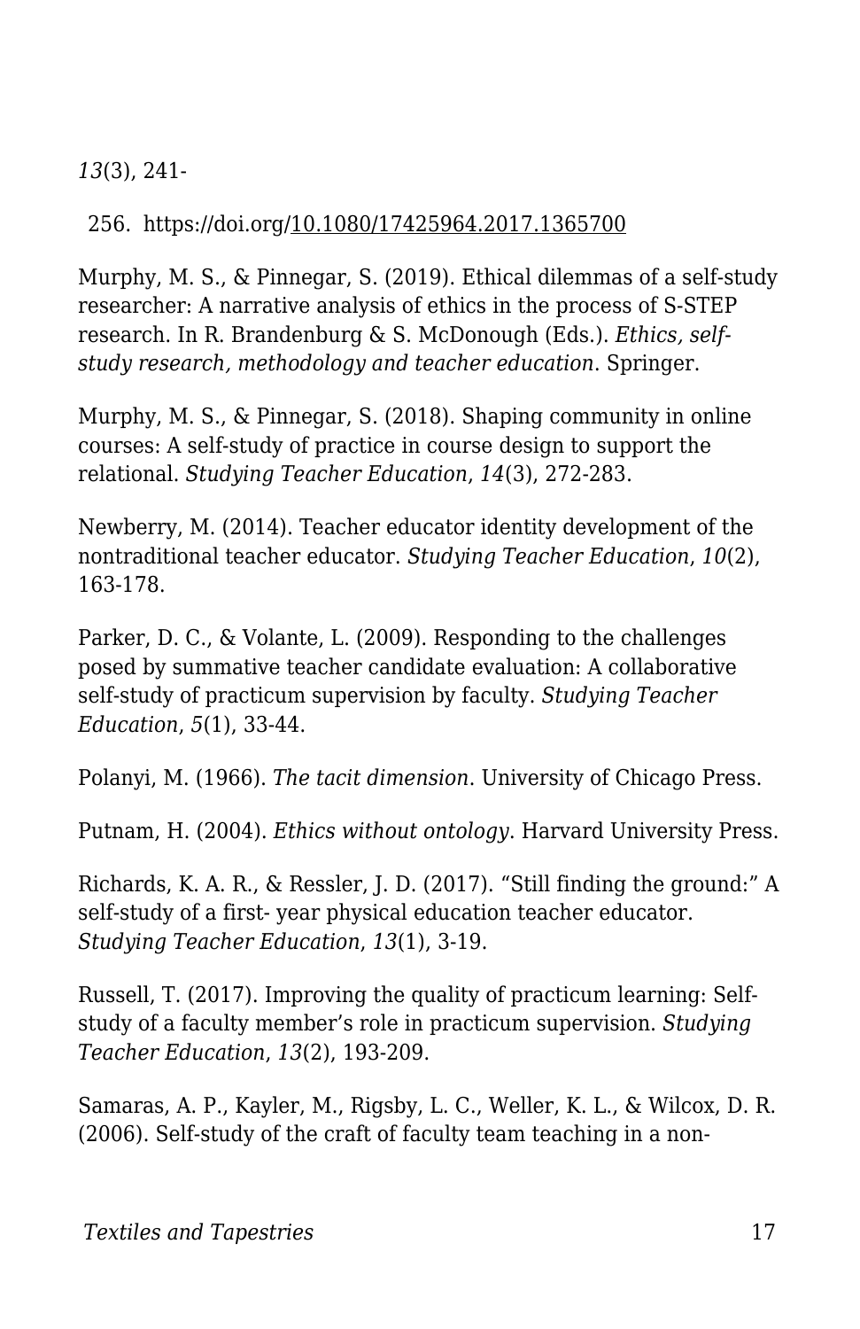*13*(3), 241-256. https://doi.org/10.1080/17425964.2017.1365700

Murphy, M. S., & Pinnegar, S. (2019). Ethical dilemmas of a self-study researcher: A narrative analysis of ethics in the process of S-STEP research. In R. Brandenburg & S. McDonough (Eds.). *Ethics, self-study research, methodology and teacher education*. Springer.

Murphy, M. S., & Pinnegar, S. (2018). Shaping community in online courses: A self-study of practice in course design to support the relational. *Studying Teacher Education*, *14*(3), 272-283.

Newberry, M. (2014). Teacher educator identity development of the nontraditional teacher educator. *Studying Teacher Education*, *10*(2), 163-178.

Parker, D. C., & Volante, L. (2009). Responding to the challenges posed by summative teacher candidate evaluation: A collaborative self-study of practicum supervision by faculty. *Studying Teacher Education*, *5*(1), 33-44.

Polanyi, M. (1966). *The tacit dimension*. University of Chicago Press.

Putnam, H. (2004). *Ethics without ontology*. Harvard University Press.

Richards, K. A. R., & Ressler, J. D. (2017). "Still finding the ground:" A self-study of a first- year physical education teacher educator. *Studying Teacher Education*, *13*(1), 3-19.

Russell, T. (2017). Improving the quality of practicum learning: Self-study of a faculty member's role in practicum supervision. *Studying Teacher Education*, *13*(2), 193-209.

Samaras, A. P., Kayler, M., Rigsby, L. C., Weller, K. L., & Wilcox, D. R. (2006). Self-study of the craft of faculty team teaching in a non-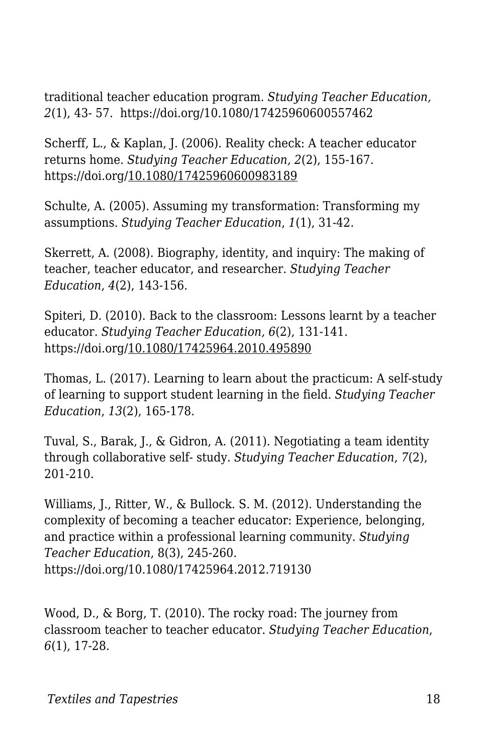traditional teacher education program. *Studying Teacher Education, 2*(1), 43- 57. https://doi.org/10.1080/17425960600557462

Scherff, L., & Kaplan, J. (2006). Reality check: A teacher educator returns home. *Studying Teacher Education, 2*(2), 155-167. https://doi.org/10.1080/17425960600983189

Schulte, A. (2005). Assuming my transformation: Transforming my assumptions. *Studying Teacher Education*, *1*(1), 31-42.

Skerrett, A. (2008). Biography, identity, and inquiry: The making of teacher, teacher educator, and researcher. *Studying Teacher Education*, *4*(2), 143-156.

Spiteri, D. (2010). Back to the classroom: Lessons learnt by a teacher educator. *Studying Teacher Education, 6*(2), 131-141. https://doi.org/10.1080/17425964.2010.495890

Thomas, L. (2017). Learning to learn about the practicum: A self-study of learning to support student learning in the field. *Studying Teacher Education*, *13*(2), 165-178.

Tuval, S., Barak, J., & Gidron, A. (2011). Negotiating a team identity through collaborative self- study. *Studying Teacher Education*, *7*(2), 201-210.

Williams, J., Ritter, W., & Bullock. S. M. (2012). Understanding the complexity of becoming a teacher educator: Experience, belonging, and practice within a professional learning community. *Studying Teacher Education*, 8(3), 245-260. https://doi.org/10.1080/17425964.2012.719130

Wood, D., & Borg, T. (2010). The rocky road: The journey from classroom teacher to teacher educator. *Studying Teacher Education*, *6*(1), 17-28.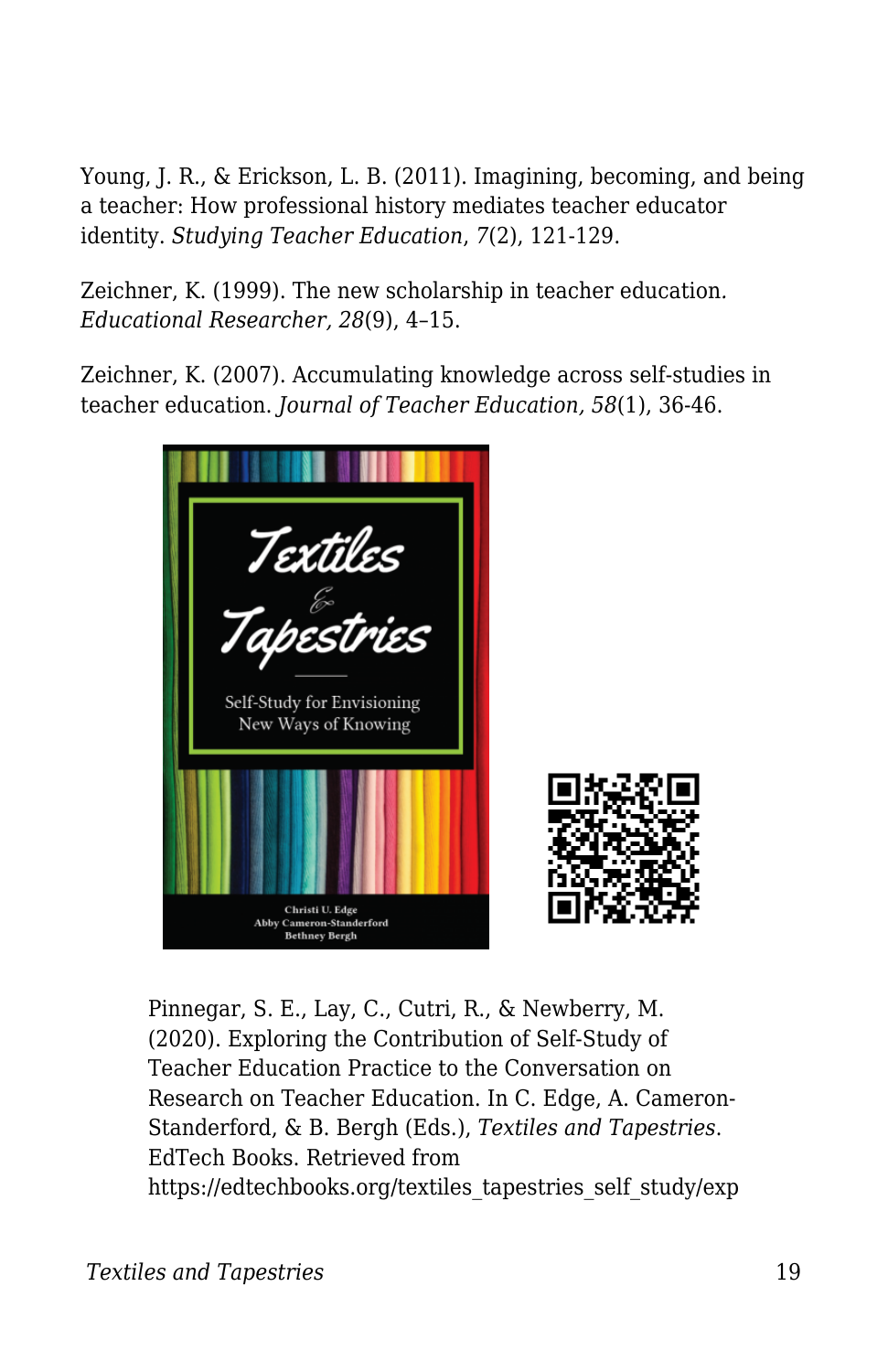Young, J. R., & Erickson, L. B. (2011). Imagining, becoming, and being a teacher: How professional history mediates teacher educator identity. *Studying Teacher Education*, *7*(2), 121-129.

Zeichner, K. (1999). The new scholarship in teacher education. *Educational Researcher, 28*(9), 4–15.

Zeichner, K. (2007). Accumulating knowledge across self-studies in teacher education. *Journal of Teacher Education, 58*(1), 36-46.

Pinnegar, S. E., Lay, C., Cutri, R., & Newberry, M. (2020). Exploring the Contribution of Self-Study of Teacher Education Practice to the Conversation on Research on Teacher Education. In C. Edge, A. Cameron-Standerford, & B. Bergh (Eds.), *Textiles and Tapestries*. EdTech Books. Retrieved from https://edtechbooks.org/textiles_tapestries_self_study/exp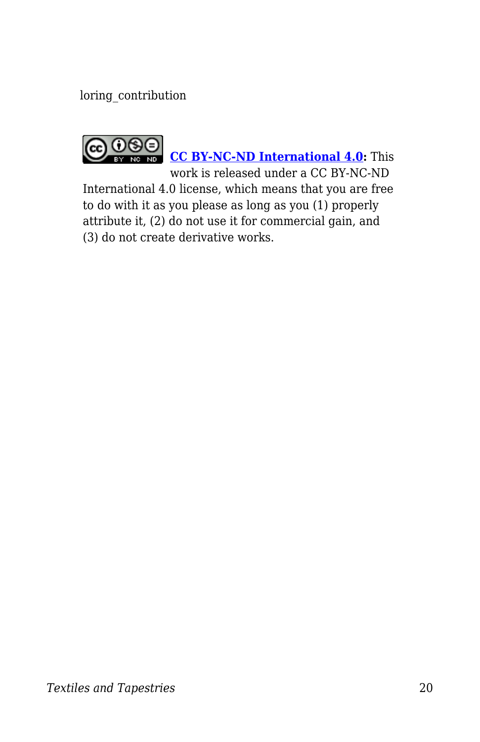loring_contribution

**[CC BY-NC-ND International 4.0](https://creativecommons.org/licenses/by-nc-nd/4.0/):** This work is released under a CC BY-NC-ND International 4.0 license, which means that you are free to do with it as you please as long as you (1) properly attribute it, (2) do not use it for commercial gain, and (3) do not create derivative works.